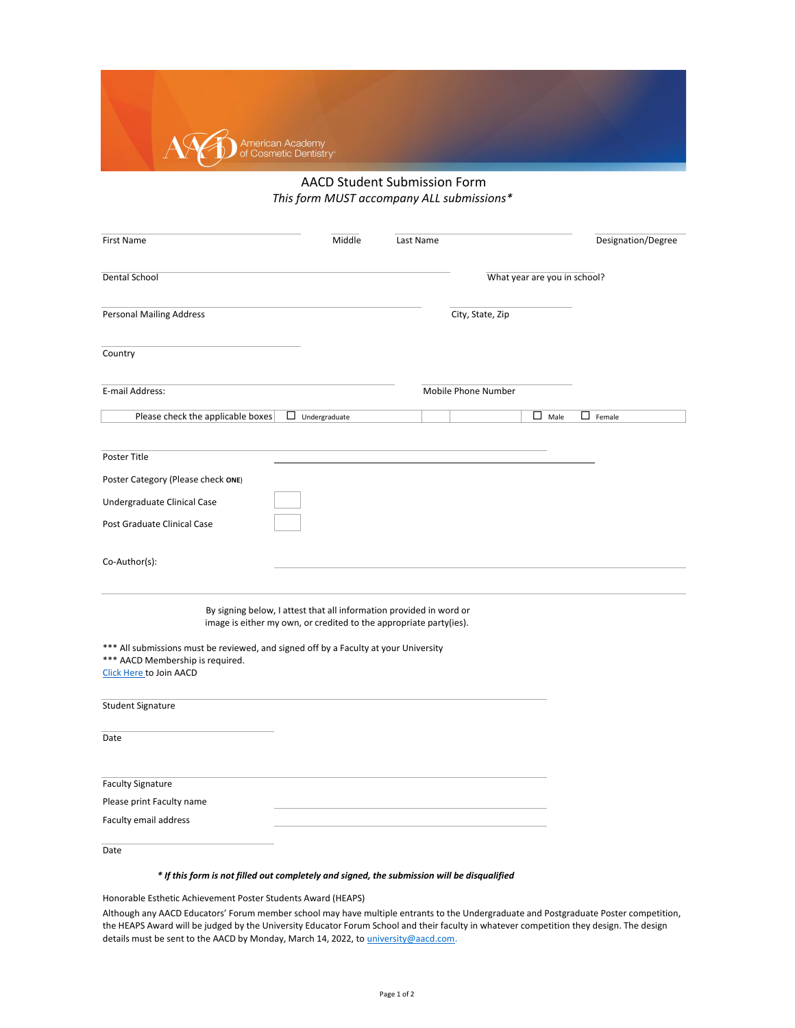American Academy of Cosmetic Dentistry

# AACD Student Submission Form

*This form MUST accompany ALL submissions\**

First Name ____________ Middle ____ Last Name ____________ Designation/Degree ____________

Dental School ____________ What year are you in school? ____________

Personal Mailing Address ____________ City, State, Zip ____________

Country ____________

E-mail Address: ____________ Mobile Phone Number ____________

| Please check the applicable boxes | ☐ Undergraduate | | | ☐ Male | ☐ Female |
|---|---|---|---|---|---|

Poster Title ____________

Poster Category (Please check **ONE**)

Undergraduate Clinical Case ☐

Post Graduate Clinical Case ☐

Co-Author(s): ____________

By signing below, I attest that all information provided in word or image is either my own, or credited to the appropriate party(ies).

\*\*\* All submissions must be reviewed, and signed off by a Faculty at your University
\*\*\* AACD Membership is required.
Click Here to Join AACD

Student Signature ____________

Date ____________

Faculty Signature ____________

Please print Faculty name ____________

Faculty email address ____________

Date ____________

***\* If this form is not filled out completely and signed, the submission will be disqualified***

Honorable Esthetic Achievement Poster Students Award (HEAPS)

Although any AACD Educators' Forum member school may have multiple entrants to the Undergraduate and Postgraduate Poster competition, the HEAPS Award will be judged by the University Educator Forum School and their faculty in whatever competition they design. The design details must be sent to the AACD by Monday, March 14, 2022, to university@aacd.com.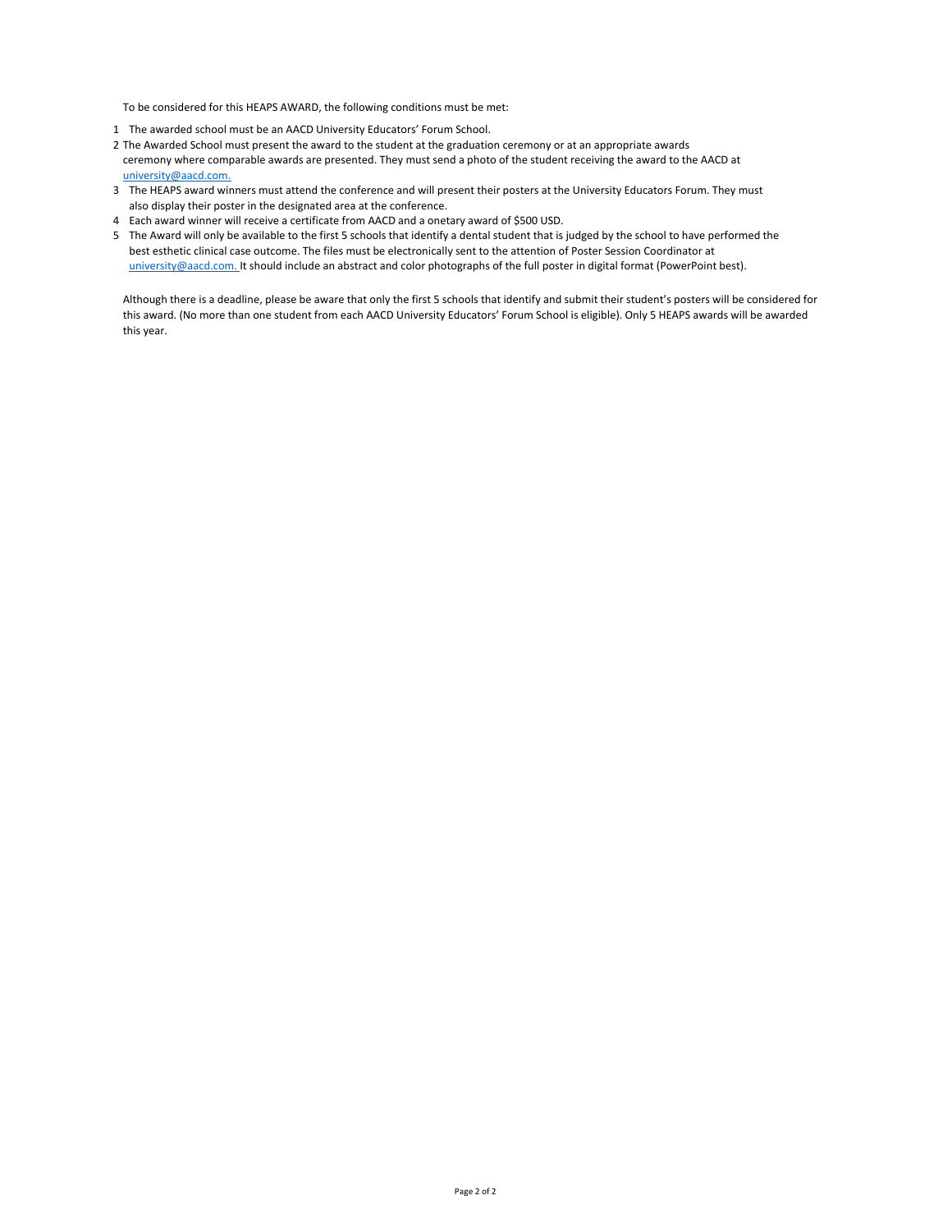To be considered for this HEAPS AWARD, the following conditions must be met:

1. The awarded school must be an AACD University Educators' Forum School.
2. The Awarded School must present the award to the student at the graduation ceremony or at an appropriate awards ceremony where comparable awards are presented. They must send a photo of the student receiving the award to the AACD at university@aacd.com.
3. The HEAPS award winners must attend the conference and will present their posters at the University Educators Forum. They must also display their poster in the designated area at the conference.
4. Each award winner will receive a certificate from AACD and a onetary award of $500 USD.
5. The Award will only be available to the first 5 schools that identify a dental student that is judged by the school to have performed the best esthetic clinical case outcome. The files must be electronically sent to the attention of Poster Session Coordinator at university@aacd.com. It should include an abstract and color photographs of the full poster in digital format (PowerPoint best).

Although there is a deadline, please be aware that only the first 5 schools that identify and submit their student's posters will be considered for this award. (No more than one student from each AACD University Educators' Forum School is eligible). Only 5 HEAPS awards will be awarded this year.